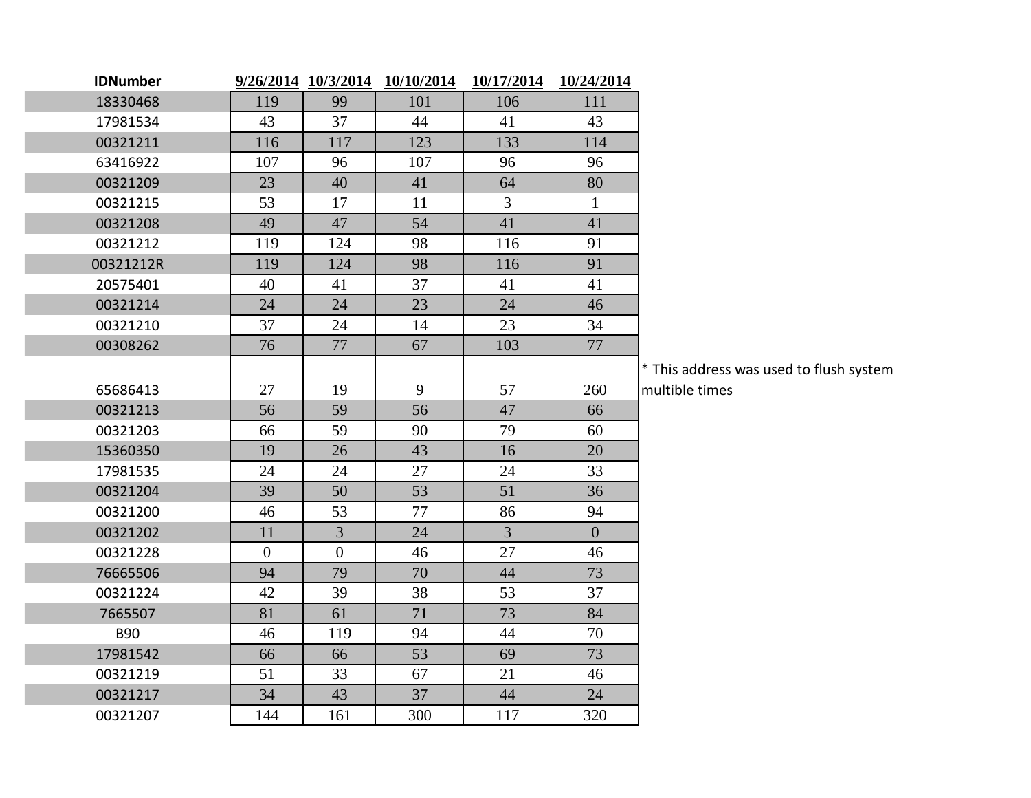| IDNumber | 9/26/2014 | 10/3/2014 | 10/10/2014 | 10/17/2014 | 10/24/2014 |
|---|---|---|---|---|---|
| 18330468 | 119 | 99 | 101 | 106 | 111 |
| 17981534 | 43 | 37 | 44 | 41 | 43 |
| 00321211 | 116 | 117 | 123 | 133 | 114 |
| 63416922 | 107 | 96 | 107 | 96 | 96 |
| 00321209 | 23 | 40 | 41 | 64 | 80 |
| 00321215 | 53 | 17 | 11 | 3 | 1 |
| 00321208 | 49 | 47 | 54 | 41 | 41 |
| 00321212 | 119 | 124 | 98 | 116 | 91 |
| 00321212R | 119 | 124 | 98 | 116 | 91 |
| 20575401 | 40 | 41 | 37 | 41 | 41 |
| 00321214 | 24 | 24 | 23 | 24 | 46 |
| 00321210 | 37 | 24 | 14 | 23 | 34 |
| 00308262 | 76 | 77 | 67 | 103 | 77 |
| 65686413 | 27 | 19 | 9 | 57 | 260 |
| 00321213 | 56 | 59 | 56 | 47 | 66 |
| 00321203 | 66 | 59 | 90 | 79 | 60 |
| 15360350 | 19 | 26 | 43 | 16 | 20 |
| 17981535 | 24 | 24 | 27 | 24 | 33 |
| 00321204 | 39 | 50 | 53 | 51 | 36 |
| 00321200 | 46 | 53 | 77 | 86 | 94 |
| 00321202 | 11 | 3 | 24 | 3 | 0 |
| 00321228 | 0 | 0 | 46 | 27 | 46 |
| 76665506 | 94 | 79 | 70 | 44 | 73 |
| 00321224 | 42 | 39 | 38 | 53 | 37 |
| 7665507 | 81 | 61 | 71 | 73 | 84 |
| B90 | 46 | 119 | 94 | 44 | 70 |
| 17981542 | 66 | 66 | 53 | 69 | 73 |
| 00321219 | 51 | 33 | 67 | 21 | 46 |
| 00321217 | 34 | 43 | 37 | 44 | 24 |
| 00321207 | 144 | 161 | 300 | 117 | 320 |

* This address was used to flush system multible times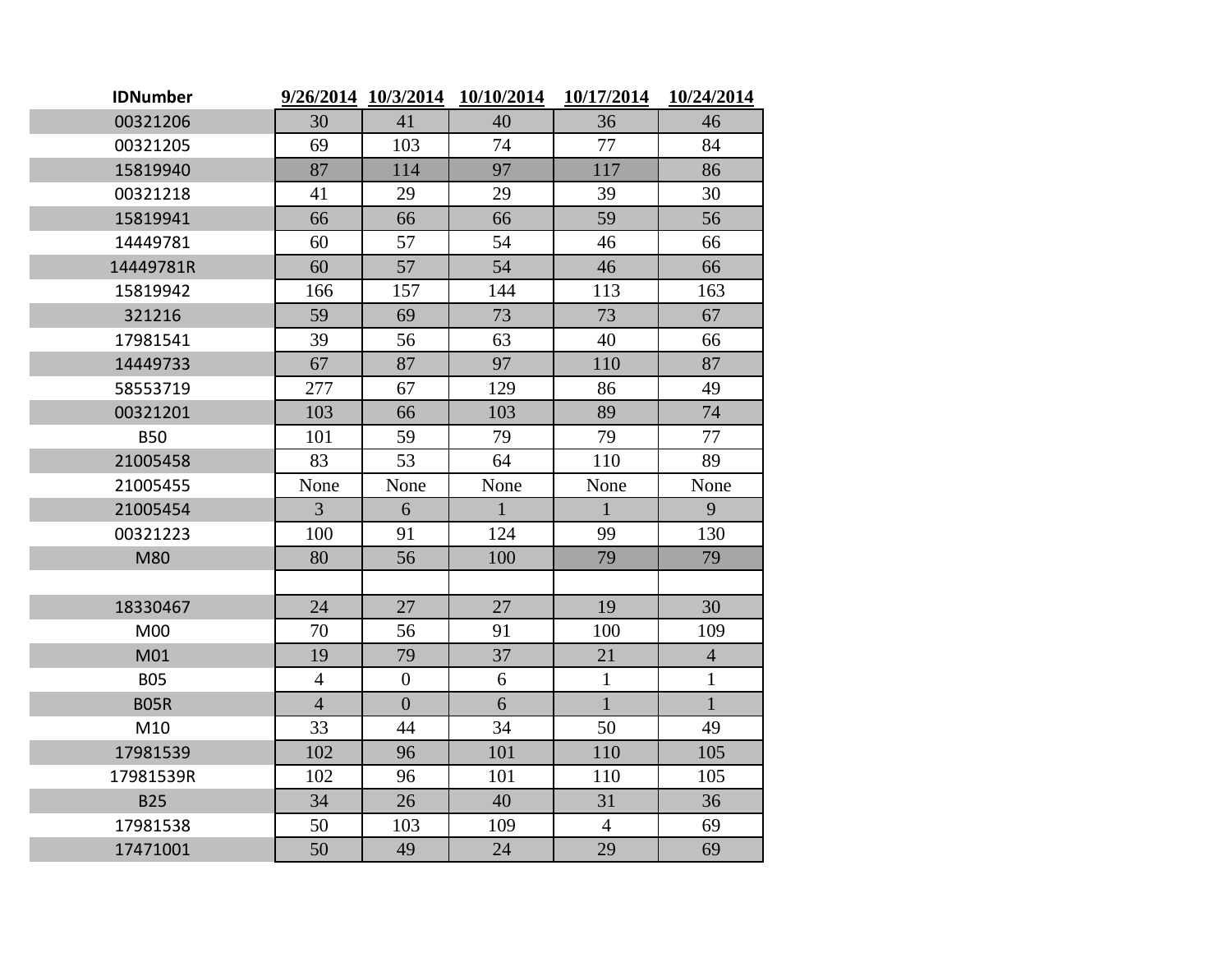| IDNumber | 9/26/2014 | 10/3/2014 | 10/10/2014 | 10/17/2014 | 10/24/2014 |
|---|---|---|---|---|---|
| 00321206 | 30 | 41 | 40 | 36 | 46 |
| 00321205 | 69 | 103 | 74 | 77 | 84 |
| 15819940 | 87 | 114 | 97 | 117 | 86 |
| 00321218 | 41 | 29 | 29 | 39 | 30 |
| 15819941 | 66 | 66 | 66 | 59 | 56 |
| 14449781 | 60 | 57 | 54 | 46 | 66 |
| 14449781R | 60 | 57 | 54 | 46 | 66 |
| 15819942 | 166 | 157 | 144 | 113 | 163 |
| 321216 | 59 | 69 | 73 | 73 | 67 |
| 17981541 | 39 | 56 | 63 | 40 | 66 |
| 14449733 | 67 | 87 | 97 | 110 | 87 |
| 58553719 | 277 | 67 | 129 | 86 | 49 |
| 00321201 | 103 | 66 | 103 | 89 | 74 |
| B50 | 101 | 59 | 79 | 79 | 77 |
| 21005458 | 83 | 53 | 64 | 110 | 89 |
| 21005455 | None | None | None | None | None |
| 21005454 | 3 | 6 | 1 | 1 | 9 |
| 00321223 | 100 | 91 | 124 | 99 | 130 |
| M80 | 80 | 56 | 100 | 79 | 79 |
| | | | | | |
| 18330467 | 24 | 27 | 27 | 19 | 30 |
| M00 | 70 | 56 | 91 | 100 | 109 |
| M01 | 19 | 79 | 37 | 21 | 4 |
| B05 | 4 | 0 | 6 | 1 | 1 |
| B05R | 4 | 0 | 6 | 1 | 1 |
| M10 | 33 | 44 | 34 | 50 | 49 |
| 17981539 | 102 | 96 | 101 | 110 | 105 |
| 17981539R | 102 | 96 | 101 | 110 | 105 |
| B25 | 34 | 26 | 40 | 31 | 36 |
| 17981538 | 50 | 103 | 109 | 4 | 69 |
| 17471001 | 50 | 49 | 24 | 29 | 69 |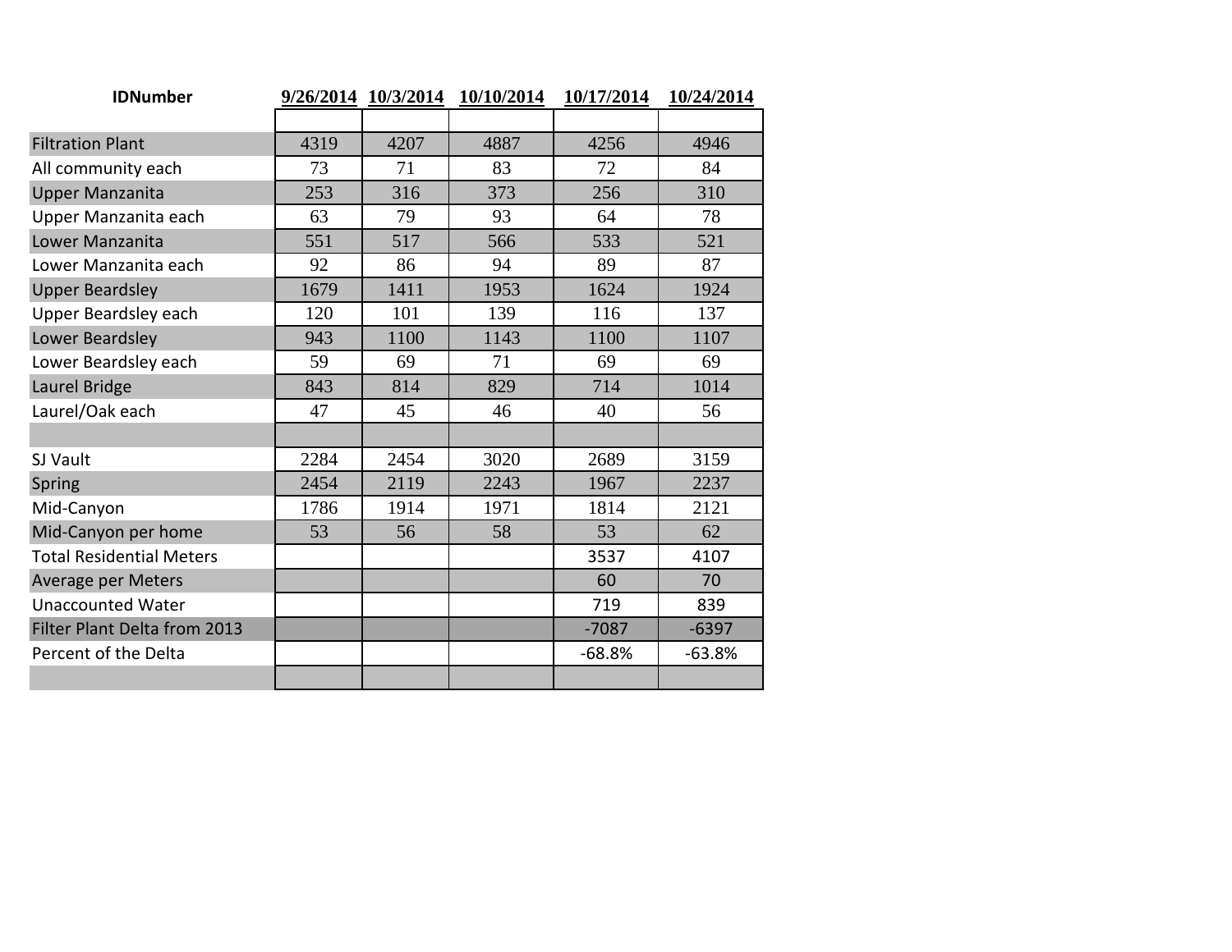| IDNumber | 9/26/2014 | 10/3/2014 | 10/10/2014 | 10/17/2014 | 10/24/2014 |
|---|---|---|---|---|---|
| | | | | | |
| Filtration Plant | 4319 | 4207 | 4887 | 4256 | 4946 |
| All community each | 73 | 71 | 83 | 72 | 84 |
| Upper Manzanita | 253 | 316 | 373 | 256 | 310 |
| Upper Manzanita each | 63 | 79 | 93 | 64 | 78 |
| Lower Manzanita | 551 | 517 | 566 | 533 | 521 |
| Lower Manzanita each | 92 | 86 | 94 | 89 | 87 |
| Upper Beardsley | 1679 | 1411 | 1953 | 1624 | 1924 |
| Upper Beardsley each | 120 | 101 | 139 | 116 | 137 |
| Lower Beardsley | 943 | 1100 | 1143 | 1100 | 1107 |
| Lower Beardsley each | 59 | 69 | 71 | 69 | 69 |
| Laurel Bridge | 843 | 814 | 829 | 714 | 1014 |
| Laurel/Oak each | 47 | 45 | 46 | 40 | 56 |
| | | | | | |
| SJ Vault | 2284 | 2454 | 3020 | 2689 | 3159 |
| Spring | 2454 | 2119 | 2243 | 1967 | 2237 |
| Mid-Canyon | 1786 | 1914 | 1971 | 1814 | 2121 |
| Mid-Canyon per home | 53 | 56 | 58 | 53 | 62 |
| Total Residential Meters | | | | 3537 | 4107 |
| Average per Meters | | | | 60 | 70 |
| Unaccounted Water | | | | 719 | 839 |
| Filter Plant Delta from 2013 | | | | -7087 | -6397 |
| Percent of the Delta | | | | -68.8% | -63.8% |
| | | | | | |